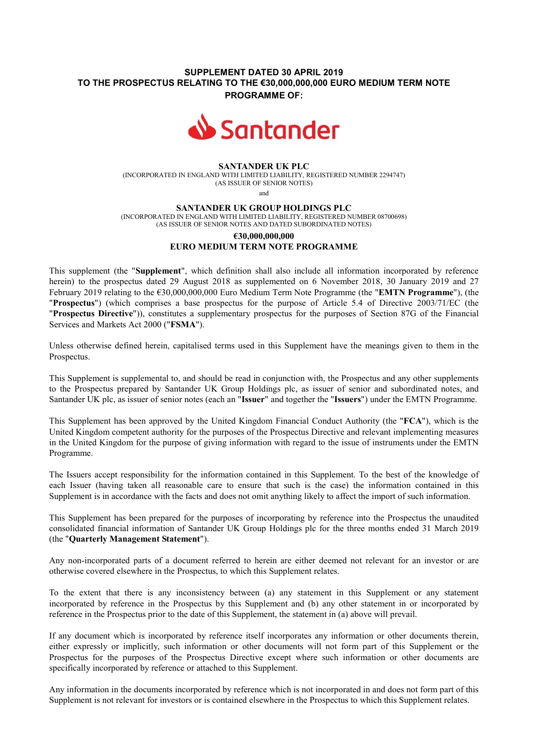# SUPPLEMENT DATED 30 APRIL 2019 TO THE PROSPECTUS RELATING TO THE €30,000,000,000 EURO MEDIUM TERM NOTE PROGRAMME OF:

Santander

**SANTANDER UK PLC**
(INCORPORATED IN ENGLAND WITH LIMITED LIABILITY, REGISTERED NUMBER 2294747)
(AS ISSUER OF SENIOR NOTES)

and

**SANTANDER UK GROUP HOLDINGS PLC**
(INCORPORATED IN ENGLAND WITH LIMITED LIABILITY, REGISTERED NUMBER 08700698)
(AS ISSUER OF SENIOR NOTES AND DATED SUBORDINATED NOTES)

**€30,000,000,000**
**EURO MEDIUM TERM NOTE PROGRAMME**

This supplement (the "**Supplement**", which definition shall also include all information incorporated by reference herein) to the prospectus dated 29 August 2018 as supplemented on 6 November 2018, 30 January 2019 and 27 February 2019 relating to the €30,000,000,000 Euro Medium Term Note Programme (the "**EMTN Programme**"), (the "**Prospectus**") (which comprises a base prospectus for the purpose of Article 5.4 of Directive 2003/71/EC (the "**Prospectus Directive**")), constitutes a supplementary prospectus for the purposes of Section 87G of the Financial Services and Markets Act 2000 ("**FSMA**").

Unless otherwise defined herein, capitalised terms used in this Supplement have the meanings given to them in the Prospectus.

This Supplement is supplemental to, and should be read in conjunction with, the Prospectus and any other supplements to the Prospectus prepared by Santander UK Group Holdings plc, as issuer of senior and subordinated notes, and Santander UK plc, as issuer of senior notes (each an "**Issuer**" and together the "**Issuers**") under the EMTN Programme.

This Supplement has been approved by the United Kingdom Financial Conduct Authority (the "**FCA**"), which is the United Kingdom competent authority for the purposes of the Prospectus Directive and relevant implementing measures in the United Kingdom for the purpose of giving information with regard to the issue of instruments under the EMTN Programme.

The Issuers accept responsibility for the information contained in this Supplement. To the best of the knowledge of each Issuer (having taken all reasonable care to ensure that such is the case) the information contained in this Supplement is in accordance with the facts and does not omit anything likely to affect the import of such information.

This Supplement has been prepared for the purposes of incorporating by reference into the Prospectus the unaudited consolidated financial information of Santander UK Group Holdings plc for the three months ended 31 March 2019 (the "**Quarterly Management Statement**").

Any non-incorporated parts of a document referred to herein are either deemed not relevant for an investor or are otherwise covered elsewhere in the Prospectus, to which this Supplement relates.

To the extent that there is any inconsistency between (a) any statement in this Supplement or any statement incorporated by reference in the Prospectus by this Supplement and (b) any other statement in or incorporated by reference in the Prospectus prior to the date of this Supplement, the statement in (a) above will prevail.

If any document which is incorporated by reference itself incorporates any information or other documents therein, either expressly or implicitly, such information or other documents will not form part of this Supplement or the Prospectus for the purposes of the Prospectus Directive except where such information or other documents are specifically incorporated by reference or attached to this Supplement.

Any information in the documents incorporated by reference which is not incorporated in and does not form part of this Supplement is not relevant for investors or is contained elsewhere in the Prospectus to which this Supplement relates.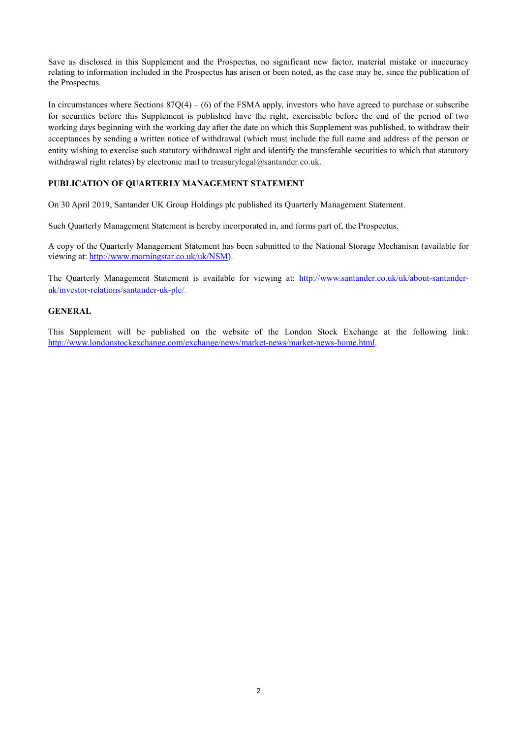Save as disclosed in this Supplement and the Prospectus, no significant new factor, material mistake or inaccuracy relating to information included in the Prospectus has arisen or been noted, as the case may be, since the publication of the Prospectus.

In circumstances where Sections 87Q(4) – (6) of the FSMA apply, investors who have agreed to purchase or subscribe for securities before this Supplement is published have the right, exercisable before the end of the period of two working days beginning with the working day after the date on which this Supplement was published, to withdraw their acceptances by sending a written notice of withdrawal (which must include the full name and address of the person or entity wishing to exercise such statutory withdrawal right and identify the transferable securities to which that statutory withdrawal right relates) by electronic mail to treasurylegal@santander.co.uk.

**PUBLICATION OF QUARTERLY MANAGEMENT STATEMENT**

On 30 April 2019, Santander UK Group Holdings plc published its Quarterly Management Statement.

Such Quarterly Management Statement is hereby incorporated in, and forms part of, the Prospectus.

A copy of the Quarterly Management Statement has been submitted to the National Storage Mechanism (available for viewing at: http://www.morningstar.co.uk/uk/NSM).

The Quarterly Management Statement is available for viewing at: http://www.santander.co.uk/uk/about-santander-uk/investor-relations/santander-uk-plc/.

**GENERAL**

This Supplement will be published on the website of the London Stock Exchange at the following link: http://www.londonstockexchange.com/exchange/news/market-news/market-news-home.html.